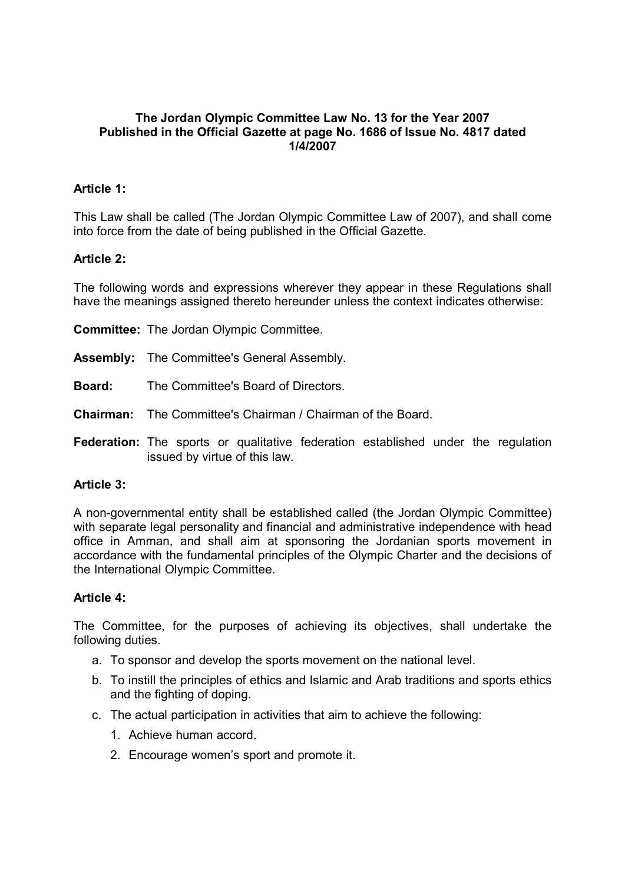**The Jordan Olympic Committee Law No. 13 for the Year 2007**
**Published in the Official Gazette at page No. 1686 of Issue No. 4817 dated 1/4/2007**

**Article 1:**

This Law shall be called (The Jordan Olympic Committee Law of 2007), and shall come into force from the date of being published in the Official Gazette.

**Article 2:**

The following words and expressions wherever they appear in these Regulations shall have the meanings assigned thereto hereunder unless the context indicates otherwise:

**Committee:** The Jordan Olympic Committee.

**Assembly:** The Committee's General Assembly.

**Board:** The Committee's Board of Directors.

**Chairman:** The Committee's Chairman / Chairman of the Board.

**Federation:** The sports or qualitative federation established under the regulation issued by virtue of this law.

**Article 3:**

A non-governmental entity shall be established called (the Jordan Olympic Committee) with separate legal personality and financial and administrative independence with head office in Amman, and shall aim at sponsoring the Jordanian sports movement in accordance with the fundamental principles of the Olympic Charter and the decisions of the International Olympic Committee.

**Article 4:**

The Committee, for the purposes of achieving its objectives, shall undertake the following duties.

a. To sponsor and develop the sports movement on the national level.
b. To instill the principles of ethics and Islamic and Arab traditions and sports ethics and the fighting of doping.
c. The actual participation in activities that aim to achieve the following:
    1. Achieve human accord.
    2. Encourage women's sport and promote it.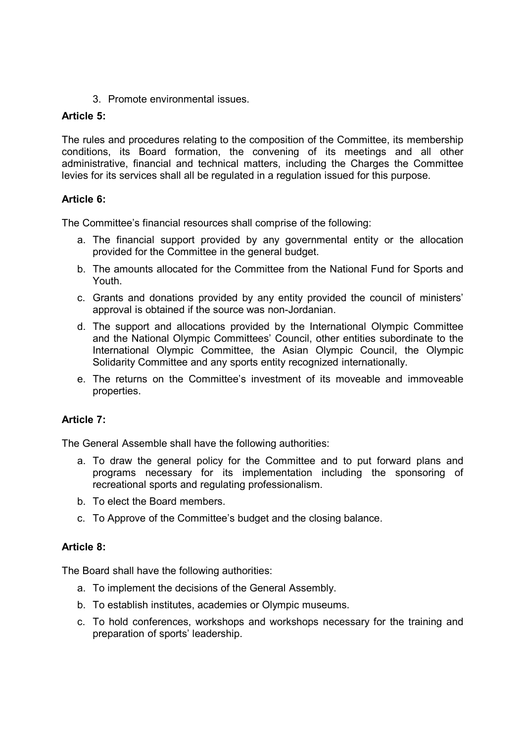3. Promote environmental issues.

**Article 5:**

The rules and procedures relating to the composition of the Committee, its membership conditions, its Board formation, the convening of its meetings and all other administrative, financial and technical matters, including the Charges the Committee levies for its services shall all be regulated in a regulation issued for this purpose.

**Article 6:**

The Committee's financial resources shall comprise of the following:

a. The financial support provided by any governmental entity or the allocation provided for the Committee in the general budget.
b. The amounts allocated for the Committee from the National Fund for Sports and Youth.
c. Grants and donations provided by any entity provided the council of ministers' approval is obtained if the source was non-Jordanian.
d. The support and allocations provided by the International Olympic Committee and the National Olympic Committees' Council, other entities subordinate to the International Olympic Committee, the Asian Olympic Council, the Olympic Solidarity Committee and any sports entity recognized internationally.
e. The returns on the Committee's investment of its moveable and immoveable properties.

**Article 7:**

The General Assemble shall have the following authorities:

a. To draw the general policy for the Committee and to put forward plans and programs necessary for its implementation including the sponsoring of recreational sports and regulating professionalism.
b. To elect the Board members.
c. To Approve of the Committee's budget and the closing balance.

**Article 8:**

The Board shall have the following authorities:

a. To implement the decisions of the General Assembly.
b. To establish institutes, academies or Olympic museums.
c. To hold conferences, workshops and workshops necessary for the training and preparation of sports' leadership.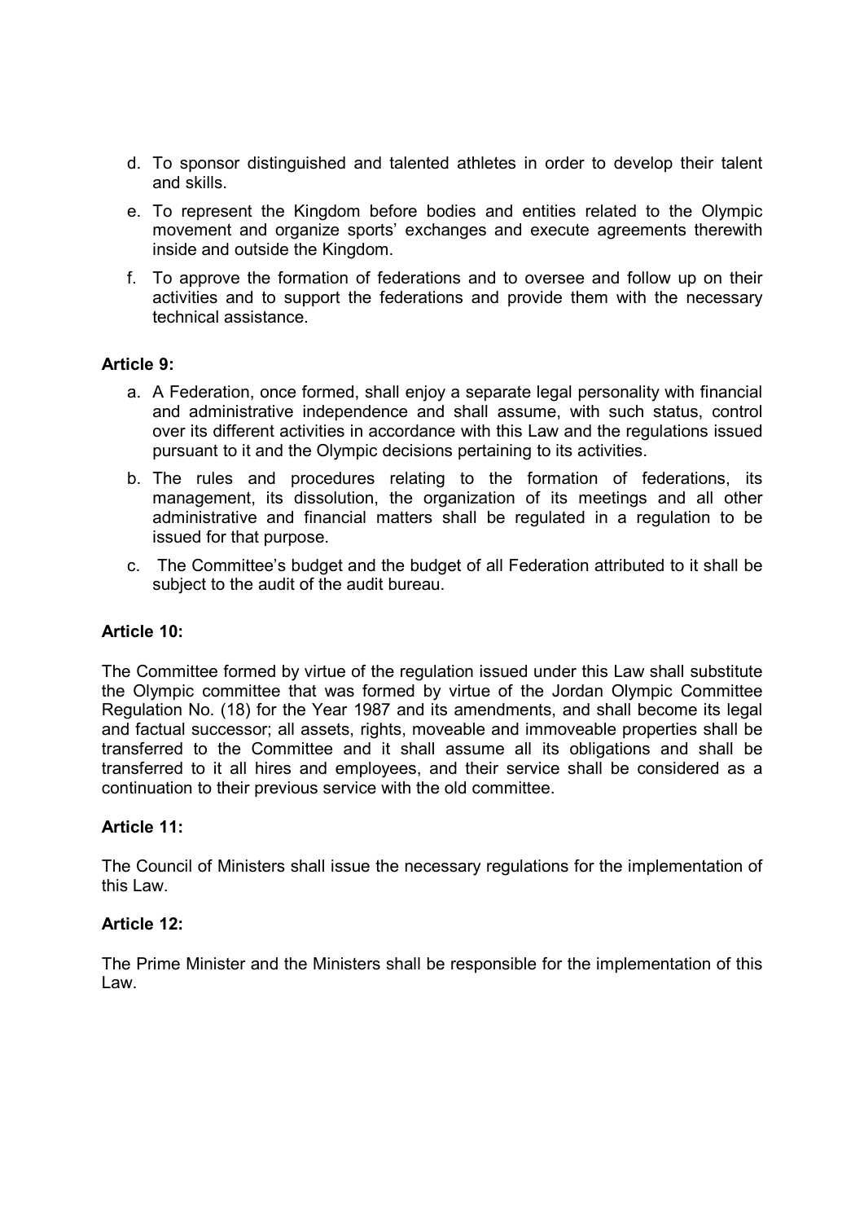d. To sponsor distinguished and talented athletes in order to develop their talent and skills.

e. To represent the Kingdom before bodies and entities related to the Olympic movement and organize sports' exchanges and execute agreements therewith inside and outside the Kingdom.

f. To approve the formation of federations and to oversee and follow up on their activities and to support the federations and provide them with the necessary technical assistance.

**Article 9:**

a. A Federation, once formed, shall enjoy a separate legal personality with financial and administrative independence and shall assume, with such status, control over its different activities in accordance with this Law and the regulations issued pursuant to it and the Olympic decisions pertaining to its activities.

b. The rules and procedures relating to the formation of federations, its management, its dissolution, the organization of its meetings and all other administrative and financial matters shall be regulated in a regulation to be issued for that purpose.

c. The Committee's budget and the budget of all Federation attributed to it shall be subject to the audit of the audit bureau.

**Article 10:**

The Committee formed by virtue of the regulation issued under this Law shall substitute the Olympic committee that was formed by virtue of the Jordan Olympic Committee Regulation No. (18) for the Year 1987 and its amendments, and shall become its legal and factual successor; all assets, rights, moveable and immoveable properties shall be transferred to the Committee and it shall assume all its obligations and shall be transferred to it all hires and employees, and their service shall be considered as a continuation to their previous service with the old committee.

**Article 11:**

The Council of Ministers shall issue the necessary regulations for the implementation of this Law.

**Article 12:**

The Prime Minister and the Ministers shall be responsible for the implementation of this Law.